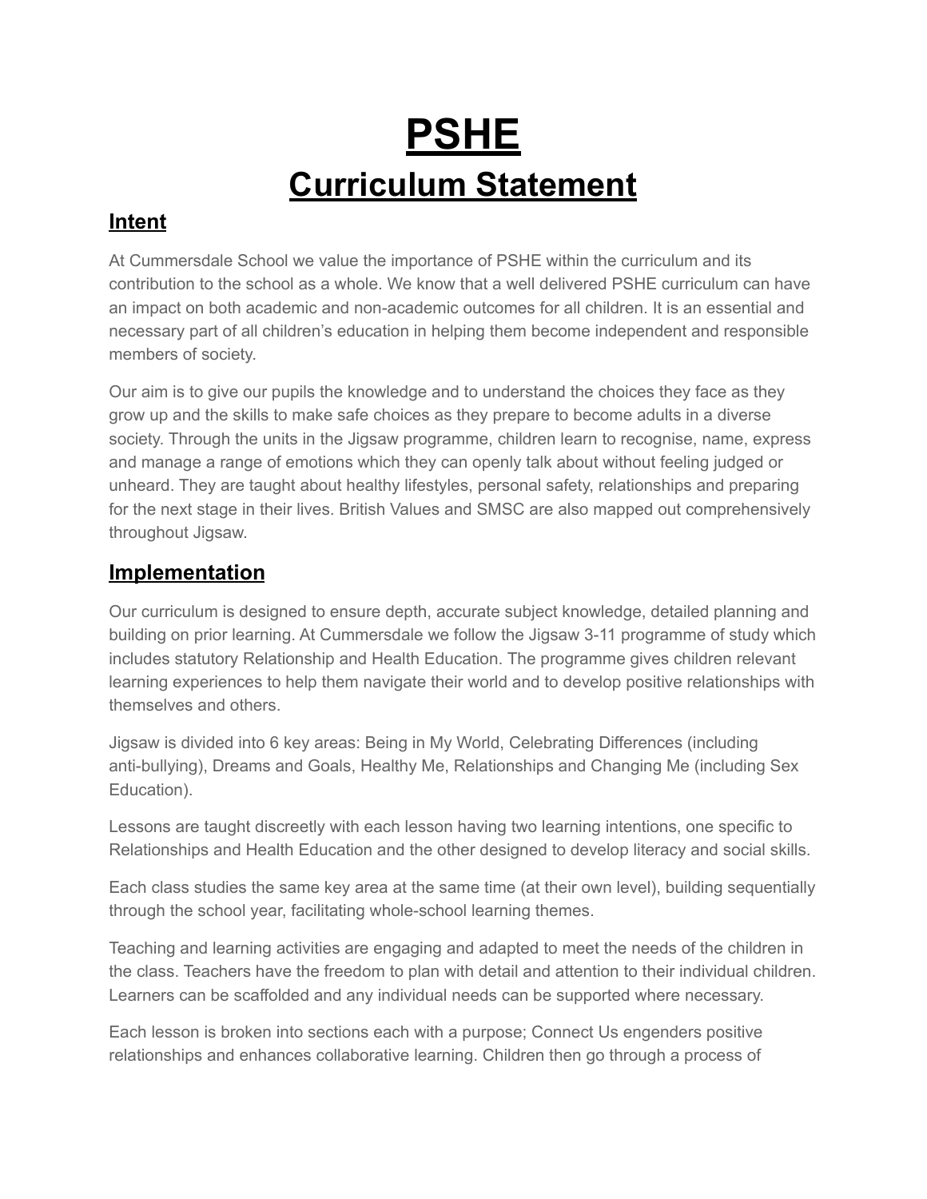# PSHE

## Curriculum Statement

### Intent

At Cummersdale School we value the importance of PSHE within the curriculum and its contribution to the school as a whole. We know that a well delivered PSHE curriculum can have an impact on both academic and non-academic outcomes for all children. It is an essential and necessary part of all children's education in helping them become independent and responsible members of society.

Our aim is to give our pupils the knowledge and to understand the choices they face as they grow up and the skills to make safe choices as they prepare to become adults in a diverse society. Through the units in the Jigsaw programme, children learn to recognise, name, express and manage a range of emotions which they can openly talk about without feeling judged or unheard. They are taught about healthy lifestyles, personal safety, relationships and preparing for the next stage in their lives. British Values and SMSC are also mapped out comprehensively throughout Jigsaw.

### Implementation

Our curriculum is designed to ensure depth, accurate subject knowledge, detailed planning and building on prior learning. At Cummersdale we follow the Jigsaw 3-11 programme of study which includes statutory Relationship and Health Education. The programme gives children relevant learning experiences to help them navigate their world and to develop positive relationships with themselves and others.

Jigsaw is divided into 6 key areas: Being in My World, Celebrating Differences (including anti-bullying), Dreams and Goals, Healthy Me, Relationships and Changing Me (including Sex Education).

Lessons are taught discreetly with each lesson having two learning intentions, one specific to Relationships and Health Education and the other designed to develop literacy and social skills.

Each class studies the same key area at the same time (at their own level), building sequentially through the school year, facilitating whole-school learning themes.

Teaching and learning activities are engaging and adapted to meet the needs of the children in the class. Teachers have the freedom to plan with detail and attention to their individual children. Learners can be scaffolded and any individual needs can be supported where necessary.

Each lesson is broken into sections each with a purpose; Connect Us engenders positive relationships and enhances collaborative learning. Children then go through a process of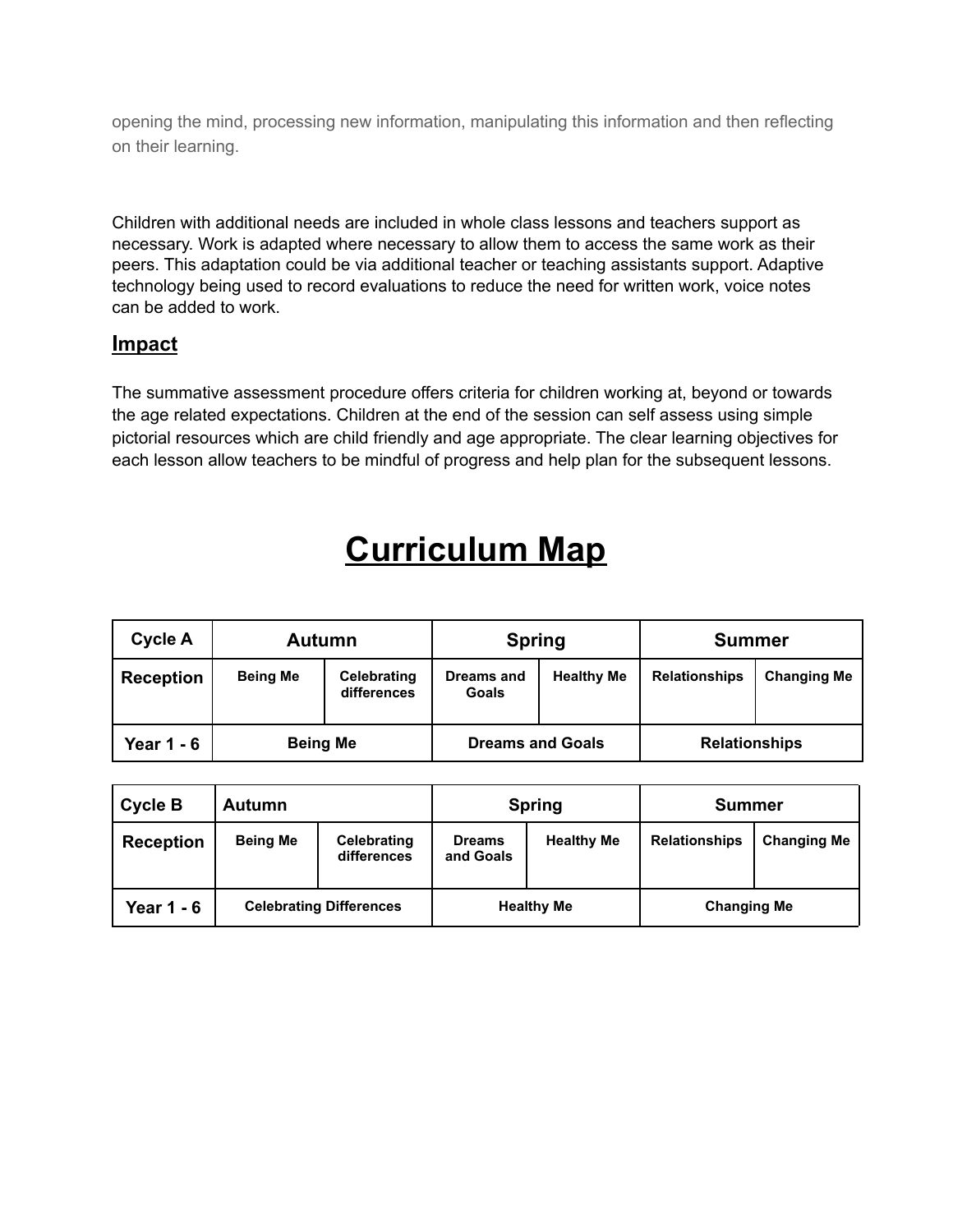opening the mind, processing new information, manipulating this information and then reflecting on their learning.

Children with additional needs are included in whole class lessons and teachers support as necessary. Work is adapted where necessary to allow them to access the same work as their peers. This adaptation could be via additional teacher or teaching assistants support. Adaptive technology being used to record evaluations to reduce the need for written work, voice notes can be added to work.

## Impact

The summative assessment procedure offers criteria for children working at, beyond or towards the age related expectations. Children at the end of the session can self assess using simple pictorial resources which are child friendly and age appropriate. The clear learning objectives for each lesson allow teachers to be mindful of progress and help plan for the subsequent lessons.

# Curriculum Map

| Cycle A | Autumn | | Spring | | Summer | |
|---|---|---|---|---|---|---|
| **Reception** | **Being Me** | **Celebrating differences** | **Dreams and Goals** | **Healthy Me** | **Relationships** | **Changing Me** |
| **Year 1 - 6** | **Being Me** | | **Dreams and Goals** | | **Relationships** | |

| Cycle B | Autumn | | Spring | | Summer | |
|---|---|---|---|---|---|---|
| **Reception** | **Being Me** | **Celebrating differences** | **Dreams and Goals** | **Healthy Me** | **Relationships** | **Changing Me** |
| **Year 1 - 6** | **Celebrating Differences** | | **Healthy Me** | | **Changing Me** | |